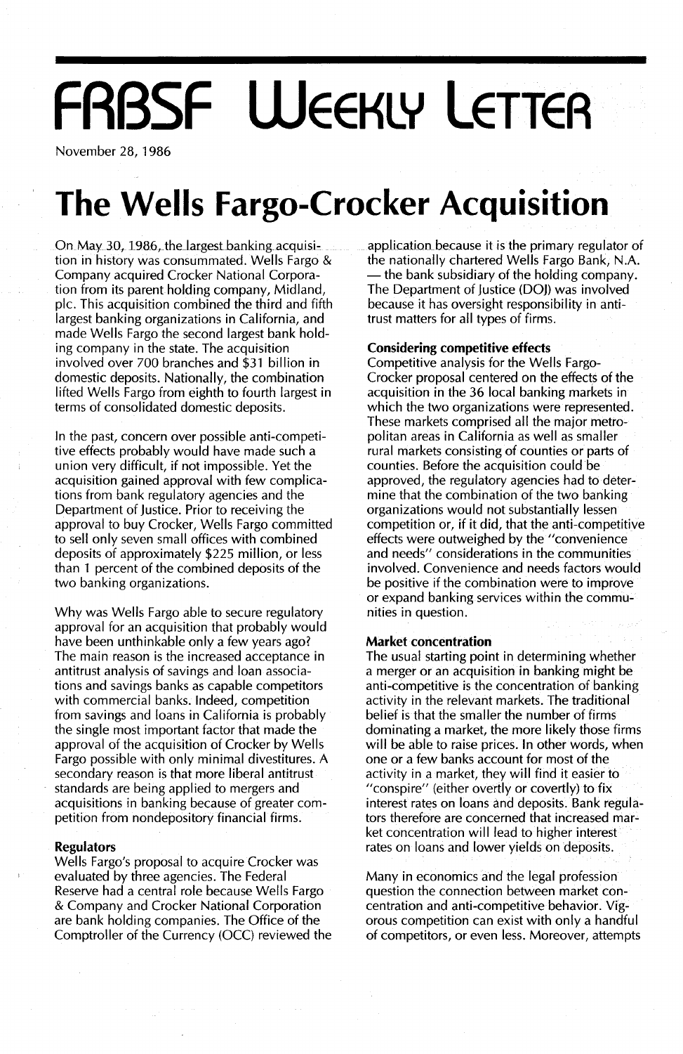# FRBSF WEEKLY LETTER

November 28, 1986

# The Wells Fargo-Crocker Acquisition

On May 30, 1986, the largest banking acquisition in history was consummated. Wells Fargo & Company acquired Crocker National Corporation from its parent holding company, Midland, plc. This acquisition combined the third and fifth largest banking organizations in California, and made Wells Fargo the second largest bank holding company in the state. The acquisition involved over 700 branches and $31 billion in domestic deposits. Nationally, the combination lifted Wells Fargo from eighth to fourth largest in terms of consolidated domestic deposits.

In the past, concern over possible anti-competitive effects probably would have made such a union very difficult, if not impossible. Yet the acquisition gained approval with few complications from bank regulatory agencies and the Department of Justice. Prior to receiving the approval to buy Crocker, Wells Fargo committed to sell only seven small offices with combined deposits of approximately $225 million, or less than 1 percent of the combined deposits of the two banking organizations.

Why was Wells Fargo able to secure regulatory approval for an acquisition that probably would have been unthinkable only a few years ago? The main reason is the increased acceptance in antitrust analysis of savings and loan associations and savings banks as capable competitors with commercial banks. Indeed, competition from savings and loans in California is probably the single most important factor that made the approval of the acquisition of Crocker by Wells Fargo possible with only minimal divestitures. A secondary reason is that more liberal antitrust standards are being applied to mergers and acquisitions in banking because of greater competition from nondepository financial firms.

### Regulators

Wells Fargo's proposal to acquire Crocker was evaluated by three agencies. The Federal Reserve had a central role because Wells Fargo & Company and Crocker National Corporation are bank holding companies. The Office of the Comptroller of the Currency (OCC) reviewed the application because it is the primary regulator of the nationally chartered Wells Fargo Bank, N.A. — the bank subsidiary of the holding company. The Department of Justice (DOJ) was involved because it has oversight responsibility in antitrust matters for all types of firms.

### Considering competitive effects

Competitive analysis for the Wells Fargo-Crocker proposal centered on the effects of the acquisition in the 36 local banking markets in which the two organizations were represented. These markets comprised all the major metropolitan areas in California as well as smaller rural markets consisting of counties or parts of counties. Before the acquisition could be approved, the regulatory agencies had to determine that the combination of the two banking organizations would not substantially lessen competition or, if it did, that the anti-competitive effects were outweighed by the "convenience and needs" considerations in the communities involved. Convenience and needs factors would be positive if the combination were to improve or expand banking services within the communities in question.

### Market concentration

The usual starting point in determining whether a merger or an acquisition in banking might be anti-competitive is the concentration of banking activity in the relevant markets. The traditional belief is that the smaller the number of firms dominating a market, the more likely those firms will be able to raise prices. In other words, when one or a few banks account for most of the activity in a market, they will find it easier to "conspire" (either overtly or covertly) to fix interest rates on loans and deposits. Bank regulators therefore are concerned that increased market concentration will lead to higher interest rates on loans and lower yields on deposits.

Many in economics and the legal profession question the connection between market concentration and anti-competitive behavior. Vigorous competition can exist with only a handful of competitors, or even less. Moreover, attempts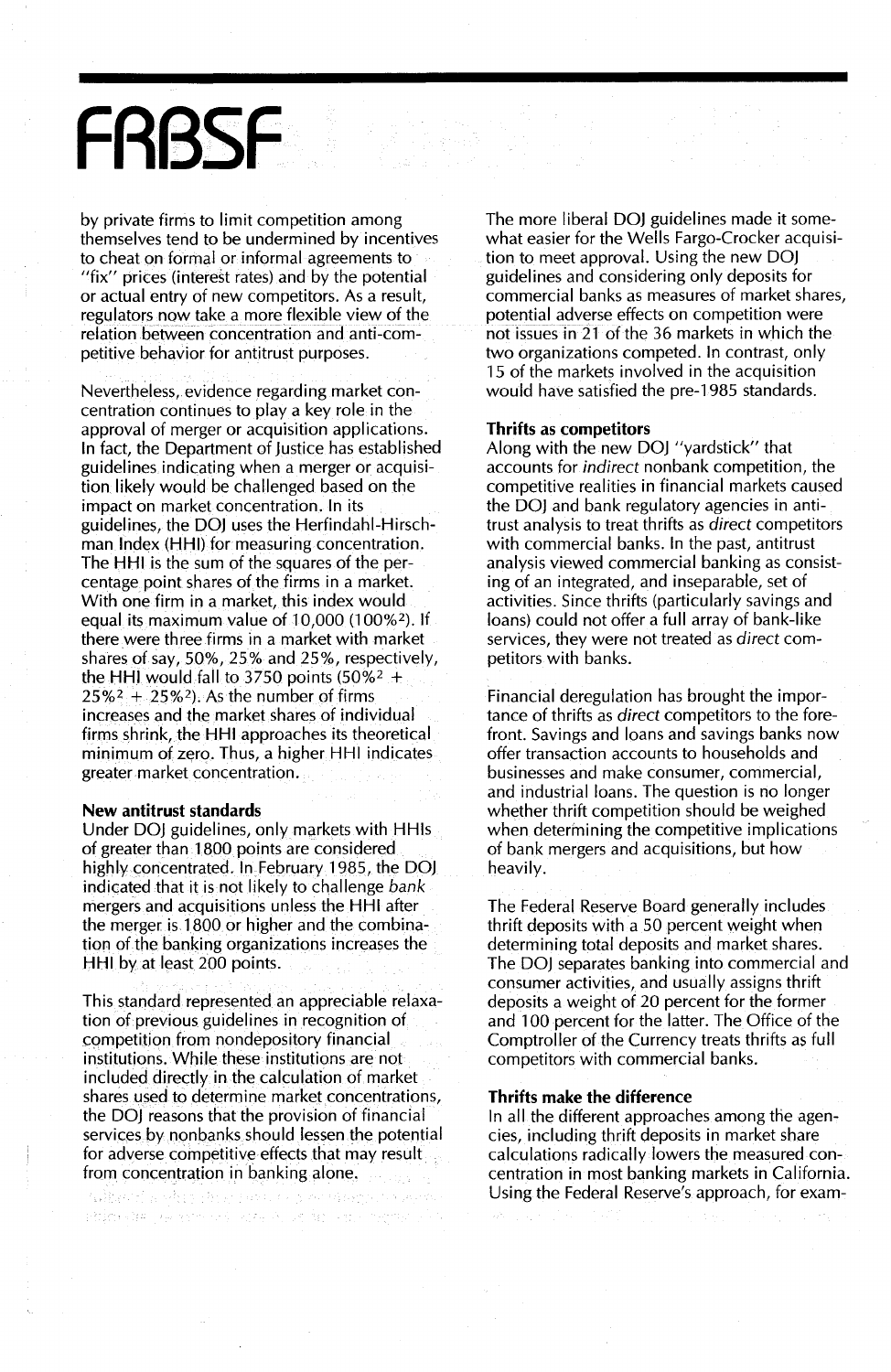by private firms to limit competition among themselves tend to be undermined by incentives to cheat on formal or informal agreements to "fix" prices (interest rates) and by the potential or actual entry of new competitors. As a result, regulators now take a more flexible view of the relation between concentration and anti-competitive behavior for antitrust purposes.

Nevertheless, evidence regarding market concentration continues to play a key role in the approval of merger or acquisition applications. In fact, the Department of Justice has established guidelines indicating when a merger or acquisition likely would be challenged based on the impact on market concentration. In its guidelines, the DOJ uses the Herfindahl-Hirschman Index (HHI) for measuring concentration. The HHI is the sum of the squares of the percentage point shares of the firms in a market. With one firm in a market, this index would equal its maximum value of 10,000 ($100\%^2$). If there were three firms in a market with market shares of say, 50%, 25% and 25%, respectively, the HHI would fall to 3750 points ($50\%^2 + 25\%^2 + 25\%^2$). As the number of firms increases and the market shares of individual firms shrink, the HHI approaches its theoretical minimum of zero. Thus, a higher HHI indicates greater market concentration.

**New antitrust standards**

Under DOJ guidelines, only markets with HHIs of greater than 1800 points are considered highly concentrated. In February 1985, the DOJ indicated that it is not likely to challenge *bank* mergers and acquisitions unless the HHI after the merger is 1800 or higher and the combination of the banking organizations increases the HHI by at least 200 points.

This standard represented an appreciable relaxation of previous guidelines in recognition of competition from nondepository financial institutions. While these institutions are not included directly in the calculation of market shares used to determine market concentrations, the DOJ reasons that the provision of financial services by nonbanks should lessen the potential for adverse competitive effects that may result from concentration in banking alone.

The more liberal DOJ guidelines made it somewhat easier for the Wells Fargo-Crocker acquisition to meet approval. Using the new DOJ guidelines and considering only deposits for commercial banks as measures of market shares, potential adverse effects on competition were not issues in 21 of the 36 markets in which the two organizations competed. In contrast, only 15 of the markets involved in the acquisition would have satisfied the pre-1985 standards.

**Thrifts as competitors**

Along with the new DOJ "yardstick" that accounts for *indirect* nonbank competition, the competitive realities in financial markets caused the DOJ and bank regulatory agencies in antitrust analysis to treat thrifts as *direct* competitors with commercial banks. In the past, antitrust analysis viewed commercial banking as consisting of an integrated, and inseparable, set of activities. Since thrifts (particularly savings and loans) could not offer a full array of bank-like services, they were not treated as *direct* competitors with banks.

Financial deregulation has brought the importance of thrifts as *direct* competitors to the forefront. Savings and loans and savings banks now offer transaction accounts to households and businesses and make consumer, commercial, and industrial loans. The question is no longer whether thrift competition should be weighed when determining the competitive implications of bank mergers and acquisitions, but how heavily.

The Federal Reserve Board generally includes thrift deposits with a 50 percent weight when determining total deposits and market shares. The DOJ separates banking into commercial and consumer activities, and usually assigns thrift deposits a weight of 20 percent for the former and 100 percent for the latter. The Office of the Comptroller of the Currency treats thrifts as full competitors with commercial banks.

**Thrifts make the difference**

In all the different approaches among the agencies, including thrift deposits in market share calculations radically lowers the measured concentration in most banking markets in California. Using the Federal Reserve's approach, for exam-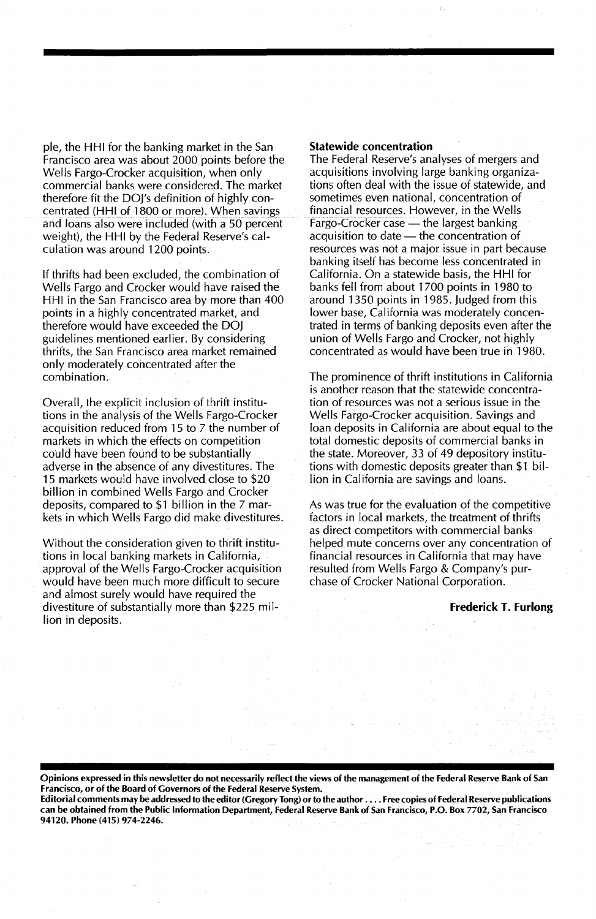ple, the HHI for the banking market in the San Francisco area was about 2000 points before the Wells Fargo-Crocker acquisition, when only commercial banks were considered. The market therefore fit the DOJ's definition of highly concentrated (HHI of 1800 or more). When savings and loans also were included (with a 50 percent weight), the HHI by the Federal Reserve's calculation was around 1200 points.

If thrifts had been excluded, the combination of Wells Fargo and Crocker would have raised the HHI in the San Francisco area by more than 400 points in a highly concentrated market, and therefore would have exceeded the DOJ guidelines mentioned earlier. By considering thrifts, the San Francisco area market remained only moderately concentrated after the combination.

Overall, the explicit inclusion of thrift institutions in the analysis of the Wells Fargo-Crocker acquisition reduced from 15 to 7 the number of markets in which the effects on competition could have been found to be substantially adverse in the absence of any divestitures. The 15 markets would have involved close to $20 billion in combined Wells Fargo and Crocker deposits, compared to $1 billion in the 7 markets in which Wells Fargo did make divestitures.

Without the consideration given to thrift institutions in local banking markets in California, approval of the Wells Fargo-Crocker acquisition would have been much more difficult to secure and almost surely would have required the divestiture of substantially more than $225 million in deposits.

**Statewide concentration**

The Federal Reserve's analyses of mergers and acquisitions involving large banking organizations often deal with the issue of statewide, and sometimes even national, concentration of financial resources. However, in the Wells Fargo-Crocker case — the largest banking acquisition to date — the concentration of resources was not a major issue in part because banking itself has become less concentrated in California. On a statewide basis, the HHI for banks fell from about 1700 points in 1980 to around 1350 points in 1985. Judged from this lower base, California was moderately concentrated in terms of banking deposits even after the union of Wells Fargo and Crocker, not highly concentrated as would have been true in 1980.

The prominence of thrift institutions in California is another reason that the statewide concentration of resources was not a serious issue in the Wells Fargo-Crocker acquisition. Savings and loan deposits in California are about equal to the total domestic deposits of commercial banks in the state. Moreover, 33 of 49 depository institutions with domestic deposits greater than $1 billion in California are savings and loans.

As was true for the evaluation of the competitive factors in local markets, the treatment of thrifts as direct competitors with commercial banks helped mute concerns over any concentration of financial resources in California that may have resulted from Wells Fargo & Company's purchase of Crocker National Corporation.

**Frederick T. Furlong**

**Opinions expressed in this newsletter do not necessarily reflect the views of the management of the Federal Reserve Bank of San Francisco, or of the Board of Governors of the Federal Reserve System.**
**Editorial comments may be addressed to the editor (Gregory Tong) or to the author . . . . Free copies of Federal Reserve publications can be obtained from the Public Information Department, Federal Reserve Bank of San Francisco, P.O. Box 7702, San Francisco 94120. Phone (415) 974-2246.**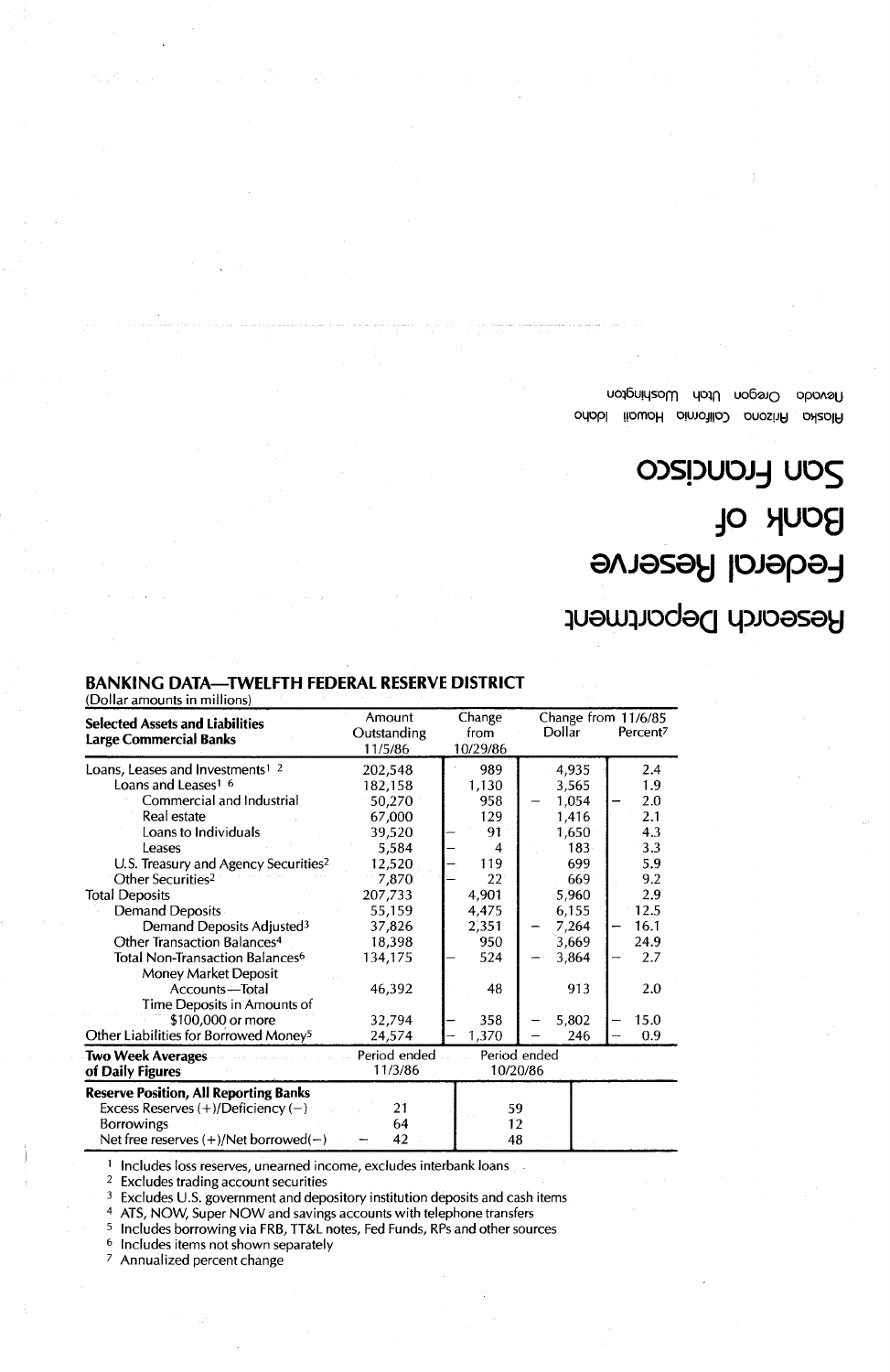Research Department

Federal Reserve

Bank of

San Francisco

Alaska Arizona California Hawaii Idaho
Nevada Oregon Utah Washington

## BANKING DATA—TWELFTH FEDERAL RESERVE DISTRICT

(Dollar amounts in millions)

| Selected Assets and Liabilities Large Commercial Banks | Amount Outstanding 11/5/86 | Change from 10/29/86 | Change from 11/6/85 Dollar | Percent[7] |
|---|---|---|---|---|
| Loans, Leases and Investments[1] [2] | 202,548 | 989 | 4,935 | 2.4 |
| Loans and Leases[1] [6] | 182,158 | 1,130 | 3,565 | 1.9 |
| Commercial and Industrial | 50,270 | 958 | − 1,054 | − 2.0 |
| Real estate | 67,000 | 129 | 1,416 | 2.1 |
| Loans to Individuals | 39,520 | − 91 | 1,650 | 4.3 |
| Leases | 5,584 | − 4 | 183 | 3.3 |
| U.S. Treasury and Agency Securities[2] | 12,520 | − 119 | 699 | 5.9 |
| Other Securities[2] | 7,870 | − 22 | 669 | 9.2 |
| Total Deposits | 207,733 | 4,901 | 5,960 | 2.9 |
| Demand Deposits | 55,159 | 4,475 | 6,155 | 12.5 |
| Demand Deposits Adjusted[3] | 37,826 | 2,351 | − 7,264 | − 16.1 |
| Other Transaction Balances[4] | 18,398 | 950 | 3,669 | 24.9 |
| Total Non-Transaction Balances[6] | 134,175 | − 524 | − 3,864 | − 2.7 |
| Money Market Deposit Accounts—Total | 46,392 | 48 | 913 | 2.0 |
| Time Deposits in Amounts of $100,000 or more | 32,794 | − 358 | − 5,802 | − 15.0 |
| Other Liabilities for Borrowed Money[5] | 24,574 | − 1,370 | − 246 | − 0.9 |

| Two Week Averages of Daily Figures | Period ended 11/3/86 | Period ended 10/20/86 |
|---|---|---|
| **Reserve Position, All Reporting Banks** | | |
| Excess Reserves (+)/Deficiency (−) | 21 | 59 |
| Borrowings | 64 | 12 |
| Net free reserves (+)/Net borrowed(−) | − 42 | 48 |

[1] Includes loss reserves, unearned income, excludes interbank loans
[2] Excludes trading account securities
[3] Excludes U.S. government and depository institution deposits and cash items
[4] ATS, NOW, Super NOW and savings accounts with telephone transfers
[5] Includes borrowing via FRB, TT&L notes, Fed Funds, RPs and other sources
[6] Includes items not shown separately
[7] Annualized percent change